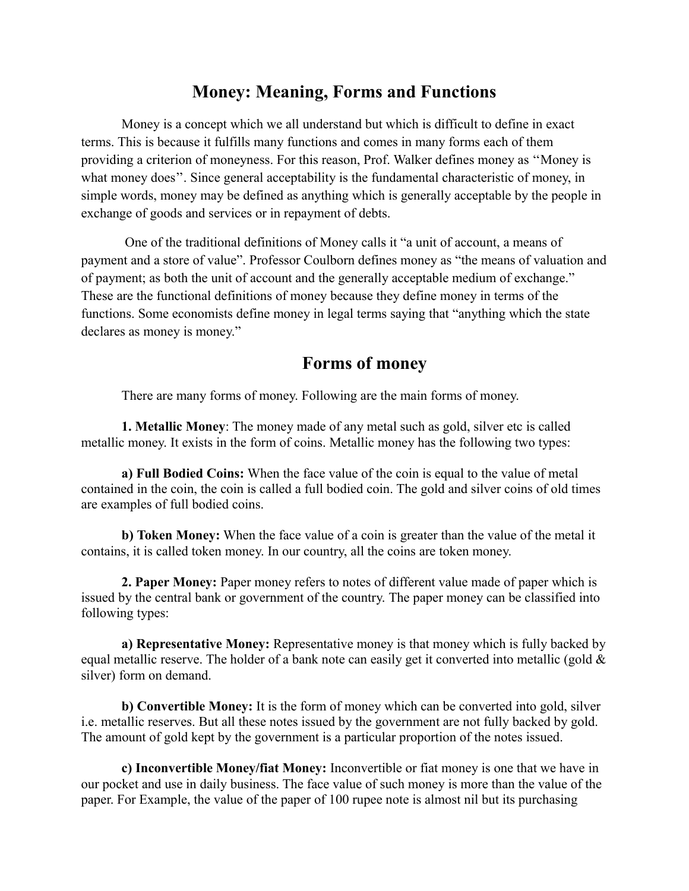# Money: Meaning, Forms and Functions

Money is a concept which we all understand but which is difficult to define in exact terms. This is because it fulfills many functions and comes in many forms each of them providing a criterion of moneyness. For this reason, Prof. Walker defines money as ''Money is what money does''. Since general acceptability is the fundamental characteristic of money, in simple words, money may be defined as anything which is generally acceptable by the people in exchange of goods and services or in repayment of debts.

One of the traditional definitions of Money calls it "a unit of account, a means of payment and a store of value". Professor Coulborn defines money as "the means of valuation and of payment; as both the unit of account and the generally acceptable medium of exchange." These are the functional definitions of money because they define money in terms of the functions. Some economists define money in legal terms saying that "anything which the state declares as money is money."

## Forms of money

There are many forms of money. Following are the main forms of money.

**1. Metallic Money**: The money made of any metal such as gold, silver etc is called metallic money. It exists in the form of coins. Metallic money has the following two types:

**a) Full Bodied Coins:** When the face value of the coin is equal to the value of metal contained in the coin, the coin is called a full bodied coin. The gold and silver coins of old times are examples of full bodied coins.

**b) Token Money:** When the face value of a coin is greater than the value of the metal it contains, it is called token money. In our country, all the coins are token money.

**2. Paper Money:** Paper money refers to notes of different value made of paper which is issued by the central bank or government of the country. The paper money can be classified into following types:

**a) Representative Money:** Representative money is that money which is fully backed by equal metallic reserve. The holder of a bank note can easily get it converted into metallic (gold & silver) form on demand.

**b) Convertible Money:** It is the form of money which can be converted into gold, silver i.e. metallic reserves. But all these notes issued by the government are not fully backed by gold. The amount of gold kept by the government is a particular proportion of the notes issued.

**c) Inconvertible Money/fiat Money:** Inconvertible or fiat money is one that we have in our pocket and use in daily business. The face value of such money is more than the value of the paper. For Example, the value of the paper of 100 rupee note is almost nil but its purchasing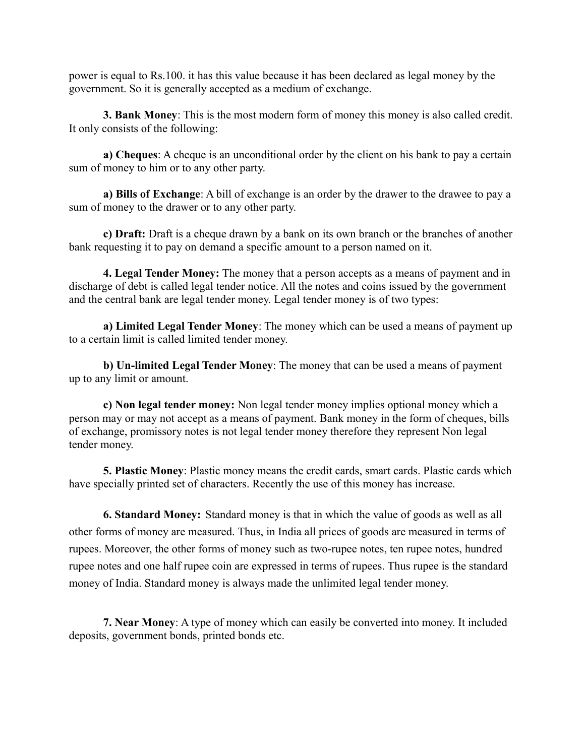power is equal to Rs.100. it has this value because it has been declared as legal money by the government. So it is generally accepted as a medium of exchange.

**3. Bank Money**: This is the most modern form of money this money is also called credit. It only consists of the following:

**a) Cheques**: A cheque is an unconditional order by the client on his bank to pay a certain sum of money to him or to any other party.

**a) Bills of Exchange**: A bill of exchange is an order by the drawer to the drawee to pay a sum of money to the drawer or to any other party.

**c) Draft:** Draft is a cheque drawn by a bank on its own branch or the branches of another bank requesting it to pay on demand a specific amount to a person named on it.

**4. Legal Tender Money:** The money that a person accepts as a means of payment and in discharge of debt is called legal tender notice. All the notes and coins issued by the government and the central bank are legal tender money. Legal tender money is of two types:

**a) Limited Legal Tender Money**: The money which can be used a means of payment up to a certain limit is called limited tender money.

**b) Un-limited Legal Tender Money**: The money that can be used a means of payment up to any limit or amount.

**c) Non legal tender money:** Non legal tender money implies optional money which a person may or may not accept as a means of payment. Bank money in the form of cheques, bills of exchange, promissory notes is not legal tender money therefore they represent Non legal tender money.

**5. Plastic Money**: Plastic money means the credit cards, smart cards. Plastic cards which have specially printed set of characters. Recently the use of this money has increase.

**6. Standard Money:** Standard money is that in which the value of goods as well as all other forms of money are measured. Thus, in India all prices of goods are measured in terms of rupees. Moreover, the other forms of money such as two-rupee notes, ten rupee notes, hundred rupee notes and one half rupee coin are expressed in terms of rupees. Thus rupee is the standard money of India. Standard money is always made the unlimited legal tender money.

**7. Near Money**: A type of money which can easily be converted into money. It included deposits, government bonds, printed bonds etc.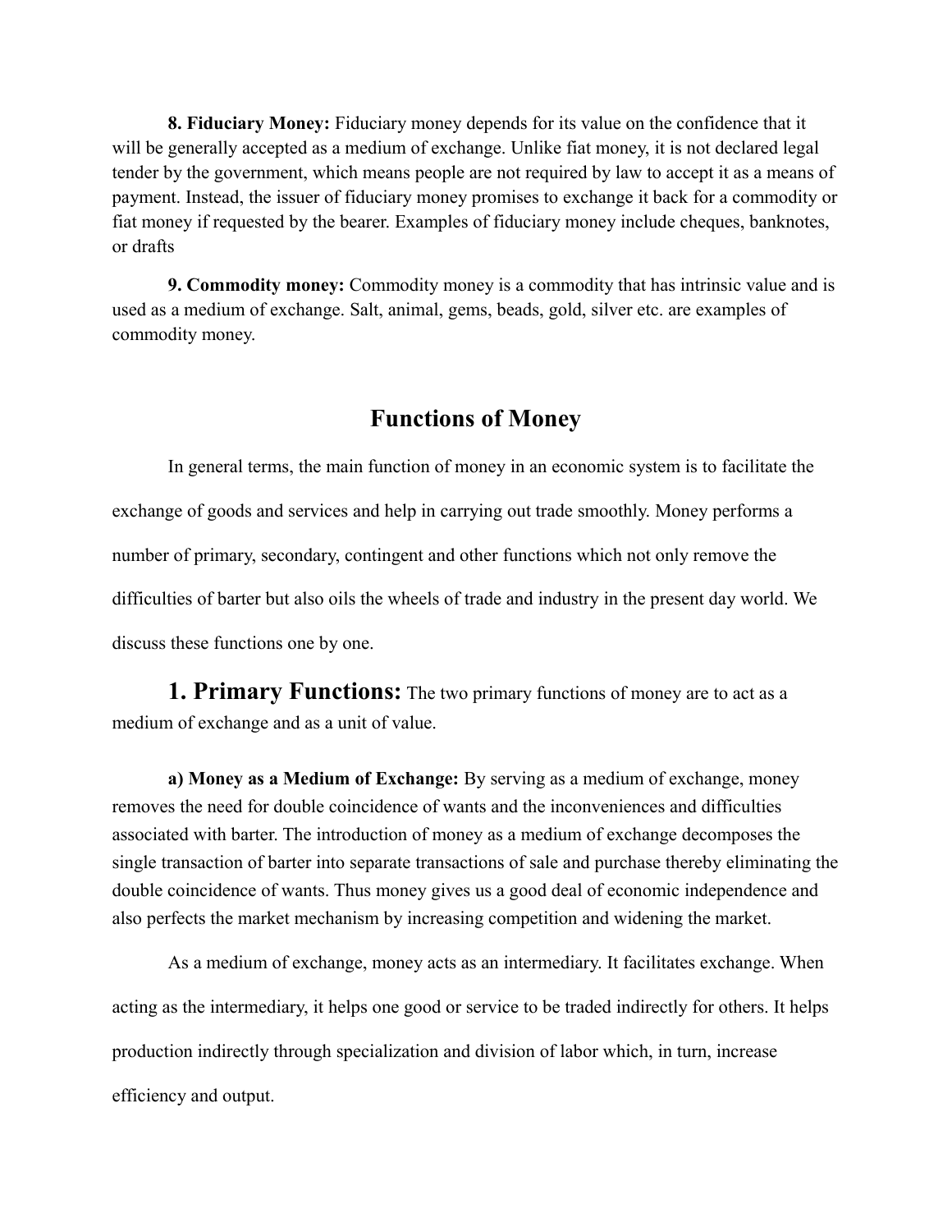**8. Fiduciary Money:** Fiduciary money depends for its value on the confidence that it will be generally accepted as a medium of exchange. Unlike fiat money, it is not declared legal tender by the government, which means people are not required by law to accept it as a means of payment. Instead, the issuer of fiduciary money promises to exchange it back for a commodity or fiat money if requested by the bearer. Examples of fiduciary money include cheques, banknotes, or drafts

**9. Commodity money:** Commodity money is a commodity that has intrinsic value and is used as a medium of exchange. Salt, animal, gems, beads, gold, silver etc. are examples of commodity money.

## Functions of Money

In general terms, the main function of money in an economic system is to facilitate the exchange of goods and services and help in carrying out trade smoothly. Money performs a number of primary, secondary, contingent and other functions which not only remove the difficulties of barter but also oils the wheels of trade and industry in the present day world. We discuss these functions one by one.

### 1. Primary Functions:

The two primary functions of money are to act as a medium of exchange and as a unit of value.

**a) Money as a Medium of Exchange:** By serving as a medium of exchange, money removes the need for double coincidence of wants and the inconveniences and difficulties associated with barter. The introduction of money as a medium of exchange decomposes the single transaction of barter into separate transactions of sale and purchase thereby eliminating the double coincidence of wants. Thus money gives us a good deal of economic independence and also perfects the market mechanism by increasing competition and widening the market.

As a medium of exchange, money acts as an intermediary. It facilitates exchange. When acting as the intermediary, it helps one good or service to be traded indirectly for others. It helps production indirectly through specialization and division of labor which, in turn, increase efficiency and output.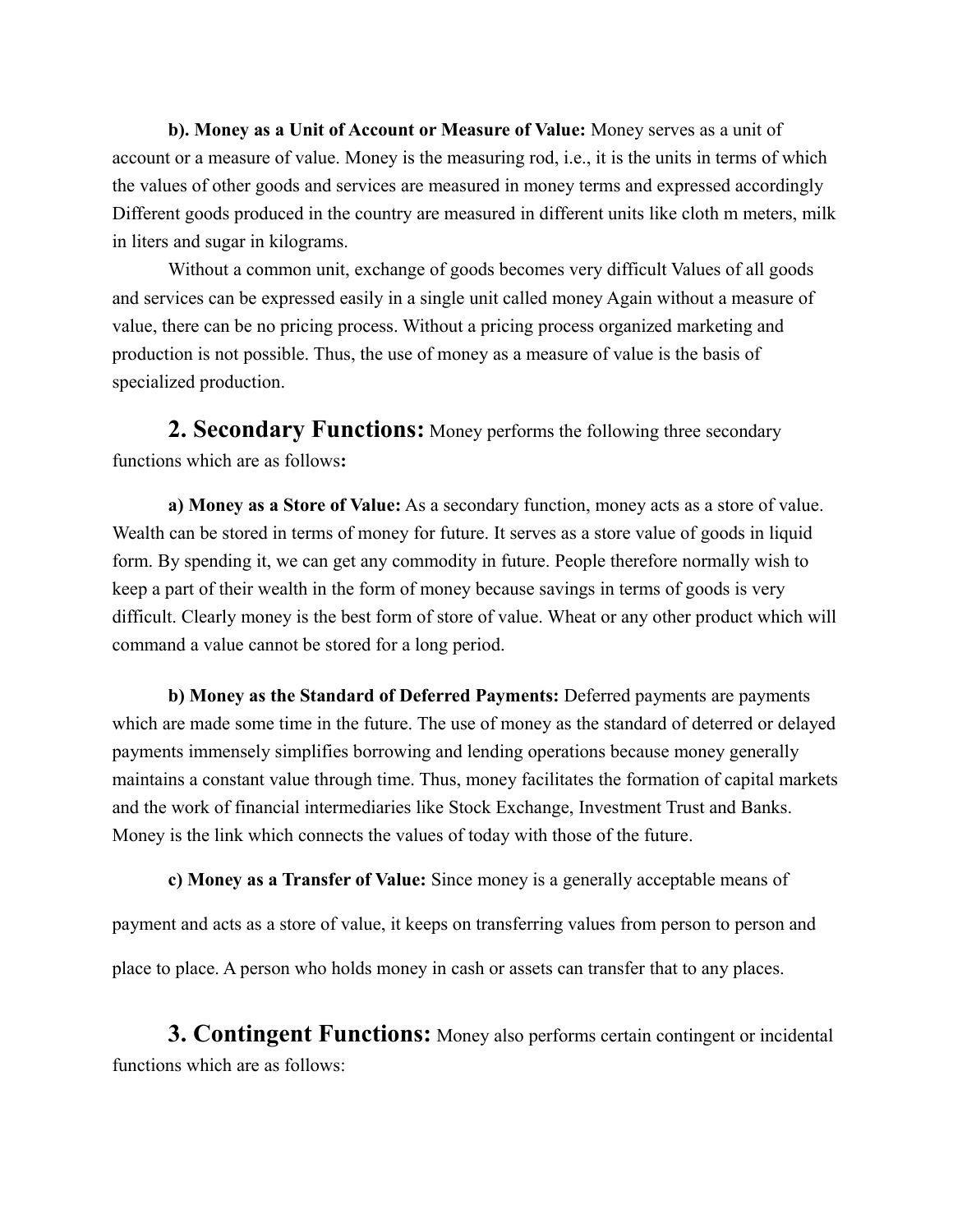**b). Money as a Unit of Account or Measure of Value:** Money serves as a unit of account or a measure of value. Money is the measuring rod, i.e., it is the units in terms of which the values of other goods and services are measured in money terms and expressed accordingly Different goods produced in the country are measured in different units like cloth m meters, milk in liters and sugar in kilograms.

Without a common unit, exchange of goods becomes very difficult Values of all goods and services can be expressed easily in a single unit called money Again without a measure of value, there can be no pricing process. Without a pricing process organized marketing and production is not possible. Thus, the use of money as a measure of value is the basis of specialized production.

## 2. Secondary Functions:

Money performs the following three secondary functions which are as follows**:**

**a) Money as a Store of Value:** As a secondary function, money acts as a store of value. Wealth can be stored in terms of money for future. It serves as a store value of goods in liquid form. By spending it, we can get any commodity in future. People therefore normally wish to keep a part of their wealth in the form of money because savings in terms of goods is very difficult. Clearly money is the best form of store of value. Wheat or any other product which will command a value cannot be stored for a long period.

**b) Money as the Standard of Deferred Payments:** Deferred payments are payments which are made some time in the future. The use of money as the standard of deterred or delayed payments immensely simplifies borrowing and lending operations because money generally maintains a constant value through time. Thus, money facilitates the formation of capital markets and the work of financial intermediaries like Stock Exchange, Investment Trust and Banks. Money is the link which connects the values of today with those of the future.

**c) Money as a Transfer of Value:** Since money is a generally acceptable means of payment and acts as a store of value, it keeps on transferring values from person to person and place to place. A person who holds money in cash or assets can transfer that to any places.

## 3. Contingent Functions:

Money also performs certain contingent or incidental functions which are as follows: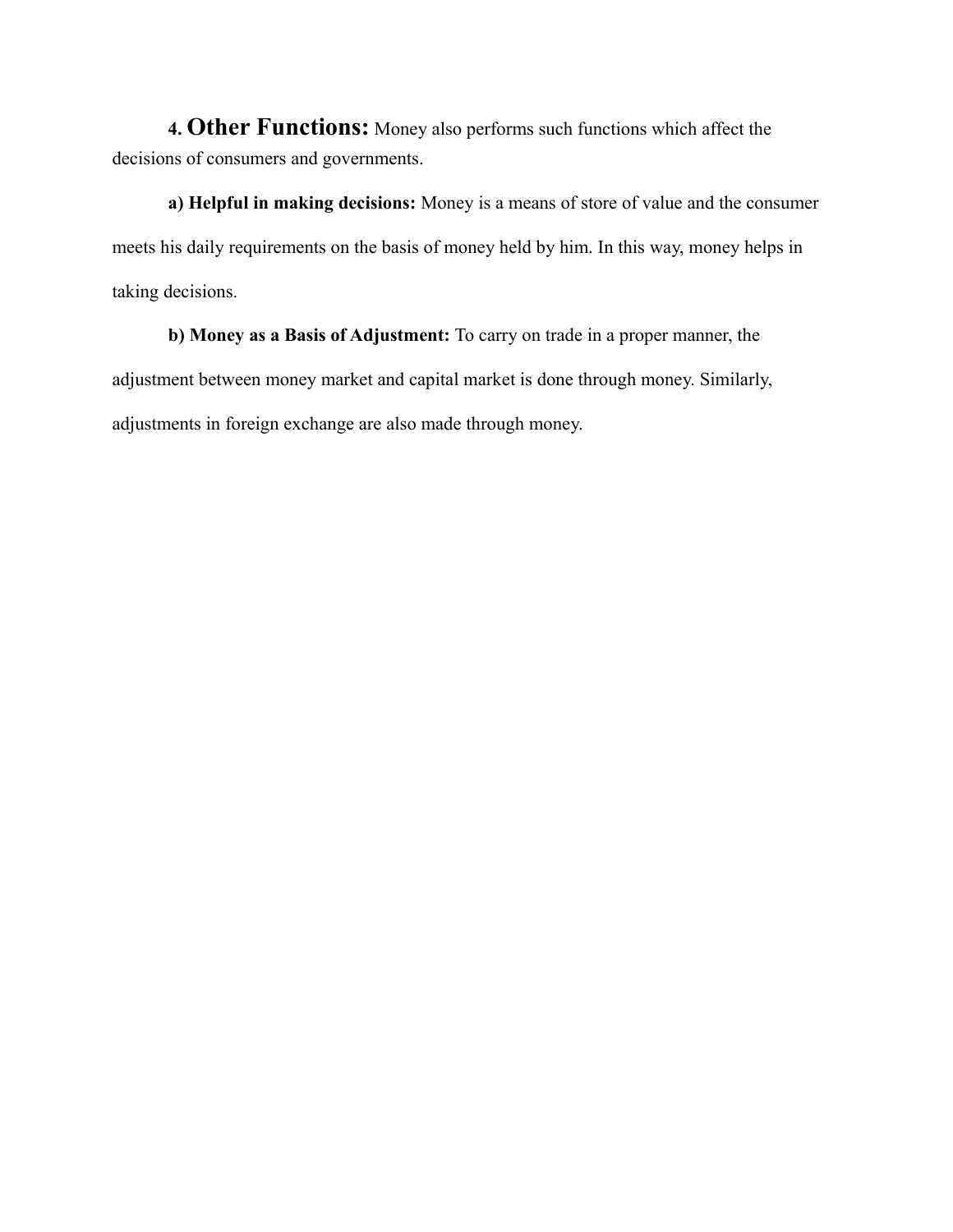**4. Other Functions:** Money also performs such functions which affect the decisions of consumers and governments.

**a) Helpful in making decisions:** Money is a means of store of value and the consumer meets his daily requirements on the basis of money held by him. In this way, money helps in taking decisions.

**b) Money as a Basis of Adjustment:** To carry on trade in a proper manner, the adjustment between money market and capital market is done through money. Similarly, adjustments in foreign exchange are also made through money.